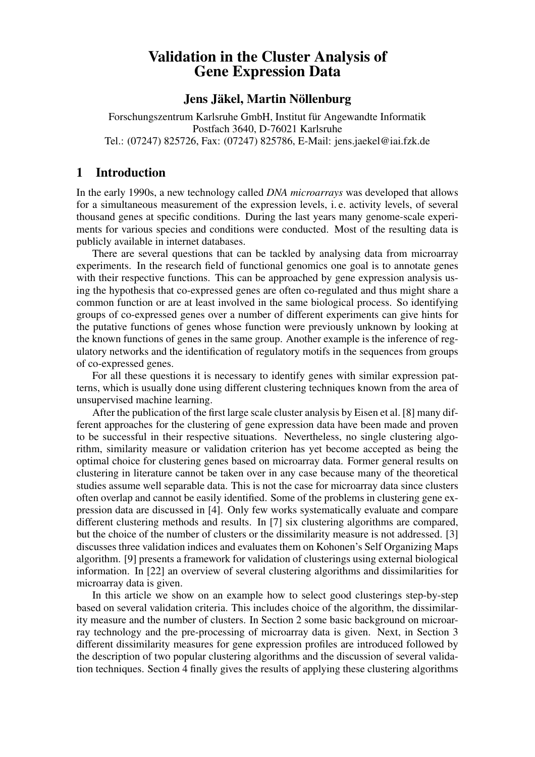# Validation in the Cluster Analysis of Gene Expression Data

**Jens Jäkel, Martin Nöllenburg**

Forschungszentrum Karlsruhe GmbH, Institut für Angewandte Informatik
Postfach 3640, D-76021 Karlsruhe
Tel.: (07247) 825726, Fax: (07247) 825786, E-Mail: jens.jaekel@iai.fzk.de

## 1 Introduction

In the early 1990s, a new technology called *DNA microarrays* was developed that allows for a simultaneous measurement of the expression levels, i. e. activity levels, of several thousand genes at specific conditions. During the last years many genome-scale experiments for various species and conditions were conducted. Most of the resulting data is publicly available in internet databases.

There are several questions that can be tackled by analysing data from microarray experiments. In the research field of functional genomics one goal is to annotate genes with their respective functions. This can be approached by gene expression analysis using the hypothesis that co-expressed genes are often co-regulated and thus might share a common function or are at least involved in the same biological process. So identifying groups of co-expressed genes over a number of different experiments can give hints for the putative functions of genes whose function were previously unknown by looking at the known functions of genes in the same group. Another example is the inference of regulatory networks and the identification of regulatory motifs in the sequences from groups of co-expressed genes.

For all these questions it is necessary to identify genes with similar expression patterns, which is usually done using different clustering techniques known from the area of unsupervised machine learning.

After the publication of the first large scale cluster analysis by Eisen et al. [8] many different approaches for the clustering of gene expression data have been made and proven to be successful in their respective situations. Nevertheless, no single clustering algorithm, similarity measure or validation criterion has yet become accepted as being the optimal choice for clustering genes based on microarray data. Former general results on clustering in literature cannot be taken over in any case because many of the theoretical studies assume well separable data. This is not the case for microarray data since clusters often overlap and cannot be easily identified. Some of the problems in clustering gene expression data are discussed in [4]. Only few works systematically evaluate and compare different clustering methods and results. In [7] six clustering algorithms are compared, but the choice of the number of clusters or the dissimilarity measure is not addressed. [3] discusses three validation indices and evaluates them on Kohonen's Self Organizing Maps algorithm. [9] presents a framework for validation of clusterings using external biological information. In [22] an overview of several clustering algorithms and dissimilarities for microarray data is given.

In this article we show on an example how to select good clusterings step-by-step based on several validation criteria. This includes choice of the algorithm, the dissimilarity measure and the number of clusters. In Section 2 some basic background on microarray technology and the pre-processing of microarray data is given. Next, in Section 3 different dissimilarity measures for gene expression profiles are introduced followed by the description of two popular clustering algorithms and the discussion of several validation techniques. Section 4 finally gives the results of applying these clustering algorithms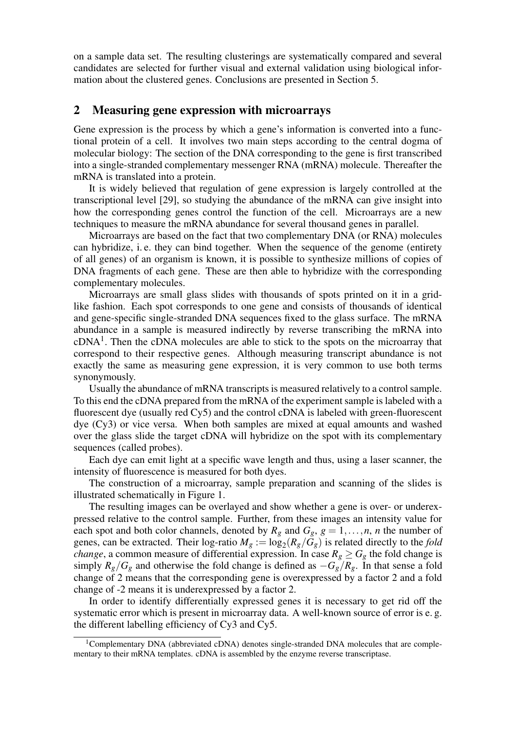on a sample data set. The resulting clusterings are systematically compared and several candidates are selected for further visual and external validation using biological information about the clustered genes. Conclusions are presented in Section 5.

## 2 Measuring gene expression with microarrays

Gene expression is the process by which a gene's information is converted into a functional protein of a cell. It involves two main steps according to the central dogma of molecular biology: The section of the DNA corresponding to the gene is first transcribed into a single-stranded complementary messenger RNA (mRNA) molecule. Thereafter the mRNA is translated into a protein.

It is widely believed that regulation of gene expression is largely controlled at the transcriptional level [29], so studying the abundance of the mRNA can give insight into how the corresponding genes control the function of the cell. Microarrays are a new techniques to measure the mRNA abundance for several thousand genes in parallel.

Microarrays are based on the fact that two complementary DNA (or RNA) molecules can hybridize, i. e. they can bind together. When the sequence of the genome (entirety of all genes) of an organism is known, it is possible to synthesize millions of copies of DNA fragments of each gene. These are then able to hybridize with the corresponding complementary molecules.

Microarrays are small glass slides with thousands of spots printed on it in a grid-like fashion. Each spot corresponds to one gene and consists of thousands of identical and gene-specific single-stranded DNA sequences fixed to the glass surface. The mRNA abundance in a sample is measured indirectly by reverse transcribing the mRNA into cDNA[1]. Then the cDNA molecules are able to stick to the spots on the microarray that correspond to their respective genes. Although measuring transcript abundance is not exactly the same as measuring gene expression, it is very common to use both terms synonymously.

Usually the abundance of mRNA transcripts is measured relatively to a control sample. To this end the cDNA prepared from the mRNA of the experiment sample is labeled with a fluorescent dye (usually red Cy5) and the control cDNA is labeled with green-fluorescent dye (Cy3) or vice versa. When both samples are mixed at equal amounts and washed over the glass slide the target cDNA will hybridize on the spot with its complementary sequences (called probes).

Each dye can emit light at a specific wave length and thus, using a laser scanner, the intensity of fluorescence is measured for both dyes.

The construction of a microarray, sample preparation and scanning of the slides is illustrated schematically in Figure 1.

The resulting images can be overlayed and show whether a gene is over- or underexpressed relative to the control sample. Further, from these images an intensity value for each spot and both color channels, denoted by $R_g$ and $G_g$, $g = 1, \ldots, n$, $n$ the number of genes, can be extracted. Their log-ratio $M_g := \log_2(R_g/G_g)$ is related directly to the *fold change*, a common measure of differential expression. In case $R_g \geq G_g$ the fold change is simply $R_g/G_g$ and otherwise the fold change is defined as $-G_g/R_g$. In that sense a fold change of 2 means that the corresponding gene is overexpressed by a factor 2 and a fold change of -2 means it is underexpressed by a factor 2.

In order to identify differentially expressed genes it is necessary to get rid off the systematic error which is present in microarray data. A well-known source of error is e. g. the different labelling efficiency of Cy3 and Cy5.

[1] Complementary DNA (abbreviated cDNA) denotes single-stranded DNA molecules that are complementary to their mRNA templates. cDNA is assembled by the enzyme reverse transcriptase.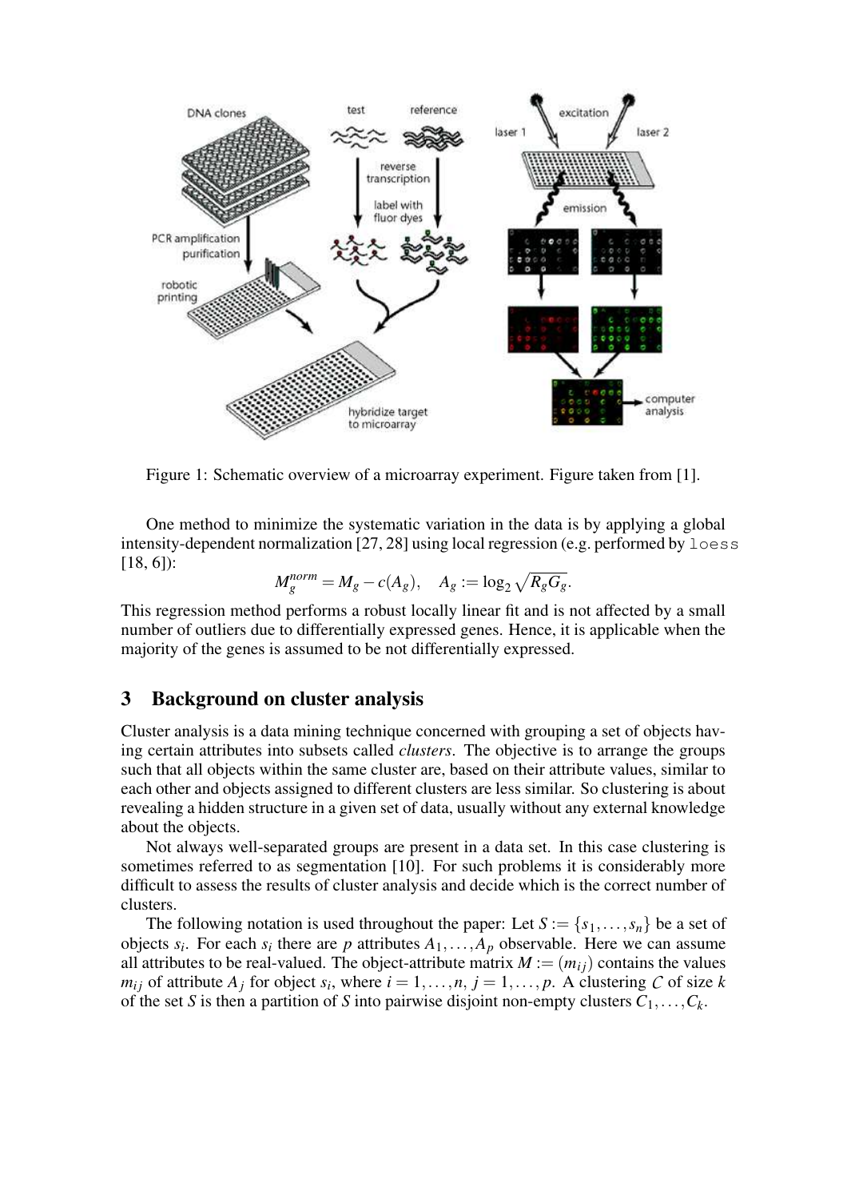Figure 1: Schematic overview of a microarray experiment. Figure taken from [1].

One method to minimize the systematic variation in the data is by applying a global intensity-dependent normalization [27, 28] using local regression (e.g. performed by `loess` [18, 6]):

$$M_g^{norm} = M_g - c(A_g), \quad A_g := \log_2 \sqrt{R_g G_g}.$$

This regression method performs a robust locally linear fit and is not affected by a small number of outliers due to differentially expressed genes. Hence, it is applicable when the majority of the genes is assumed to be not differentially expressed.

## 3 Background on cluster analysis

Cluster analysis is a data mining technique concerned with grouping a set of objects having certain attributes into subsets called *clusters*. The objective is to arrange the groups such that all objects within the same cluster are, based on their attribute values, similar to each other and objects assigned to different clusters are less similar. So clustering is about revealing a hidden structure in a given set of data, usually without any external knowledge about the objects.

Not always well-separated groups are present in a data set. In this case clustering is sometimes referred to as segmentation [10]. For such problems it is considerably more difficult to assess the results of cluster analysis and decide which is the correct number of clusters.

The following notation is used throughout the paper: Let $S := \{s_1, \ldots, s_n\}$ be a set of objects $s_i$. For each $s_i$ there are $p$ attributes $A_1, \ldots, A_p$ observable. Here we can assume all attributes to be real-valued. The object-attribute matrix $M := (m_{ij})$ contains the values $m_{ij}$ of attribute $A_j$ for object $s_i$, where $i = 1, \ldots, n$, $j = 1, \ldots, p$. A clustering $\mathcal{C}$ of size $k$ of the set $S$ is then a partition of $S$ into pairwise disjoint non-empty clusters $C_1, \ldots, C_k$.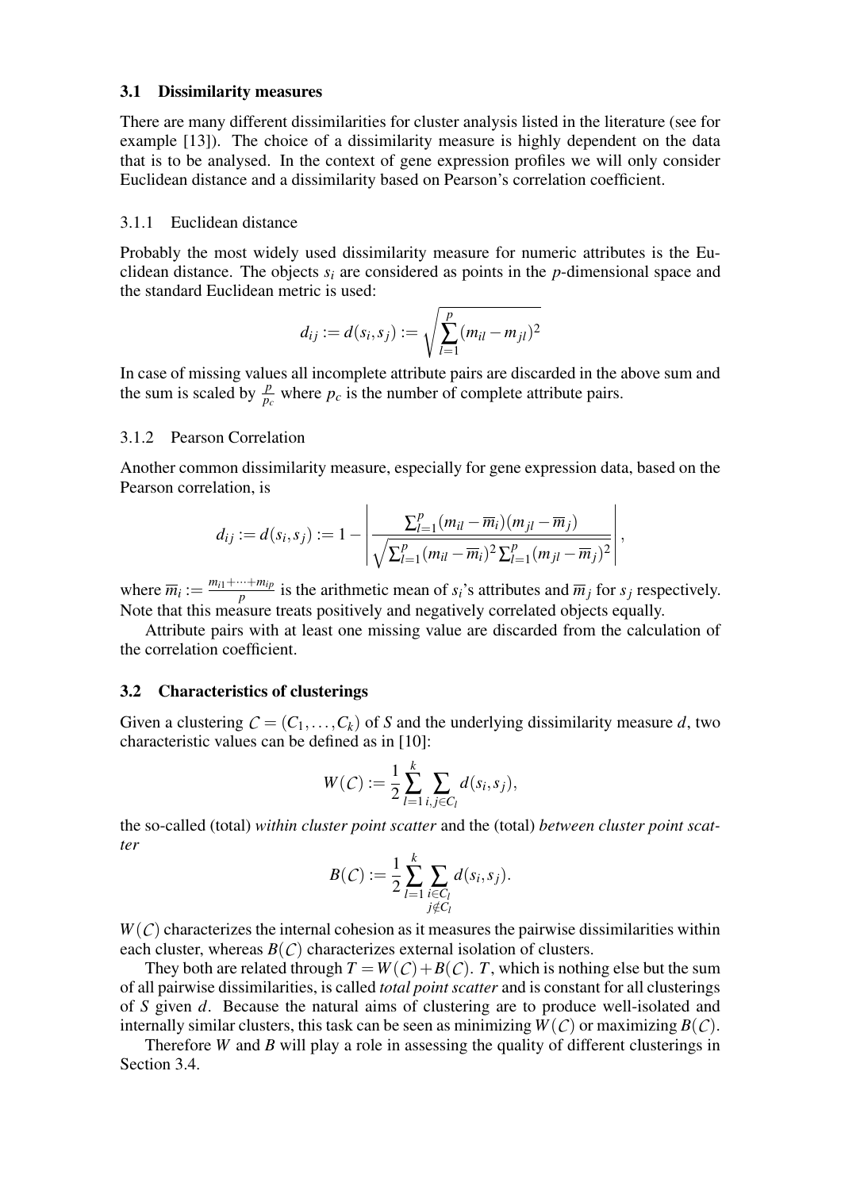### 3.1 Dissimilarity measures

There are many different dissimilarities for cluster analysis listed in the literature (see for example [13]). The choice of a dissimilarity measure is highly dependent on the data that is to be analysed. In the context of gene expression profiles we will only consider Euclidean distance and a dissimilarity based on Pearson's correlation coefficient.

#### 3.1.1 Euclidean distance

Probably the most widely used dissimilarity measure for numeric attributes is the Euclidean distance. The objects $s_i$ are considered as points in the $p$-dimensional space and the standard Euclidean metric is used:

$$d_{ij} := d(s_i, s_j) := \sqrt{\sum_{l=1}^{p} (m_{il} - m_{jl})^2}$$

In case of missing values all incomplete attribute pairs are discarded in the above sum and the sum is scaled by $\frac{p}{p_c}$ where $p_c$ is the number of complete attribute pairs.

#### 3.1.2 Pearson Correlation

Another common dissimilarity measure, especially for gene expression data, based on the Pearson correlation, is

$$d_{ij} := d(s_i, s_j) := 1 - \left| \frac{\sum_{l=1}^{p} (m_{il} - \overline{m}_i)(m_{jl} - \overline{m}_j)}{\sqrt{\sum_{l=1}^{p} (m_{il} - \overline{m}_i)^2 \sum_{l=1}^{p} (m_{jl} - \overline{m}_j)^2}} \right|,$$

where $\overline{m}_i := \frac{m_{i1} + \cdots + m_{ip}}{p}$ is the arithmetic mean of $s_i$'s attributes and $\overline{m}_j$ for $s_j$ respectively. Note that this measure treats positively and negatively correlated objects equally.

Attribute pairs with at least one missing value are discarded from the calculation of the correlation coefficient.

### 3.2 Characteristics of clusterings

Given a clustering $\mathcal{C} = (C_1, \ldots, C_k)$ of $S$ and the underlying dissimilarity measure $d$, two characteristic values can be defined as in [10]:

$$W(\mathcal{C}) := \frac{1}{2} \sum_{l=1}^{k} \sum_{i,j \in C_l} d(s_i, s_j),$$

the so-called (total) *within cluster point scatter* and the (total) *between cluster point scatter*

$$B(\mathcal{C}) := \frac{1}{2} \sum_{l=1}^{k} \sum_{\substack{i \in C_l \\ j \notin C_l}} d(s_i, s_j).$$

$W(\mathcal{C})$ characterizes the internal cohesion as it measures the pairwise dissimilarities within each cluster, whereas $B(\mathcal{C})$ characterizes external isolation of clusters.

They both are related through $T = W(\mathcal{C}) + B(\mathcal{C})$. $T$, which is nothing else but the sum of all pairwise dissimilarities, is called *total point scatter* and is constant for all clusterings of $S$ given $d$. Because the natural aims of clustering are to produce well-isolated and internally similar clusters, this task can be seen as minimizing $W(\mathcal{C})$ or maximizing $B(\mathcal{C})$.

Therefore $W$ and $B$ will play a role in assessing the quality of different clusterings in Section 3.4.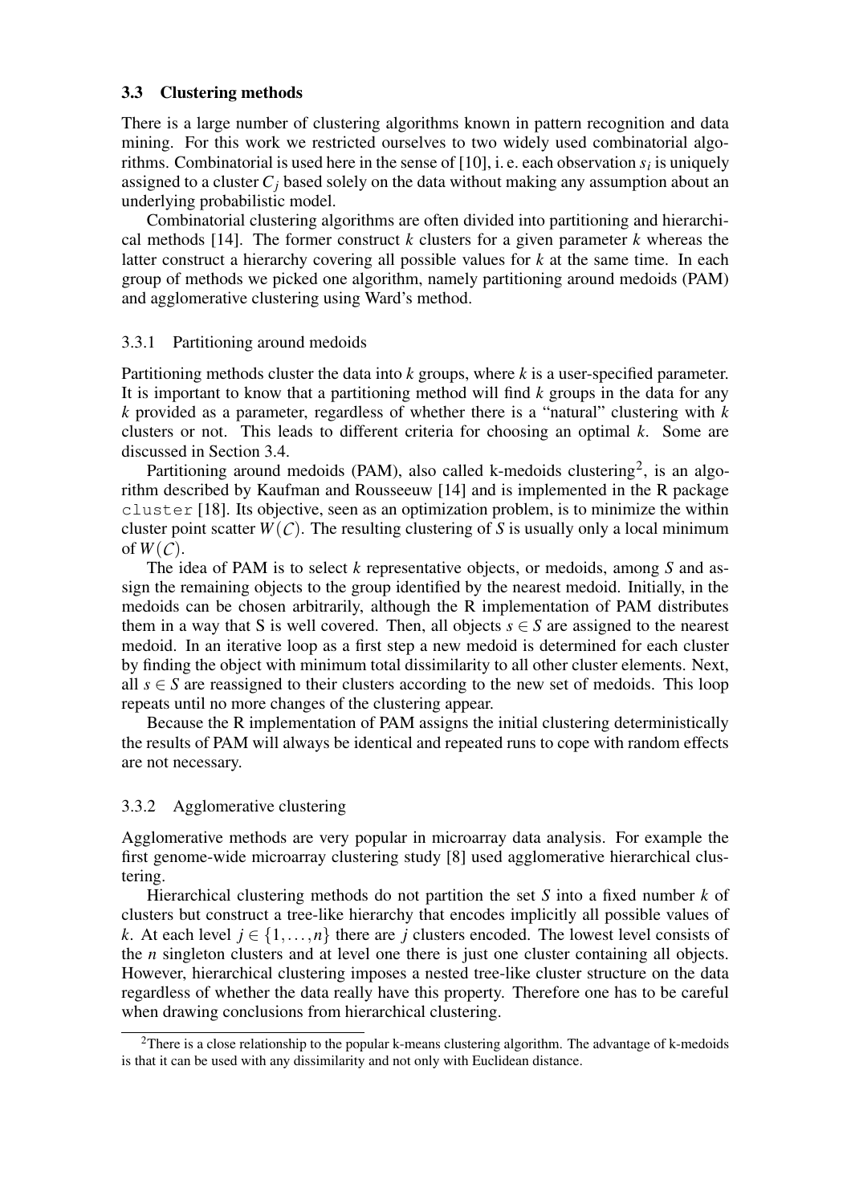### 3.3 Clustering methods

There is a large number of clustering algorithms known in pattern recognition and data mining. For this work we restricted ourselves to two widely used combinatorial algorithms. Combinatorial is used here in the sense of [10], i. e. each observation $s_i$ is uniquely assigned to a cluster $C_j$ based solely on the data without making any assumption about an underlying probabilistic model.

Combinatorial clustering algorithms are often divided into partitioning and hierarchical methods [14]. The former construct $k$ clusters for a given parameter $k$ whereas the latter construct a hierarchy covering all possible values for $k$ at the same time. In each group of methods we picked one algorithm, namely partitioning around medoids (PAM) and agglomerative clustering using Ward's method.

#### 3.3.1 Partitioning around medoids

Partitioning methods cluster the data into $k$ groups, where $k$ is a user-specified parameter. It is important to know that a partitioning method will find $k$ groups in the data for any $k$ provided as a parameter, regardless of whether there is a "natural" clustering with $k$ clusters or not. This leads to different criteria for choosing an optimal $k$. Some are discussed in Section 3.4.

Partitioning around medoids (PAM), also called k-medoids clustering[2], is an algorithm described by Kaufman and Rousseeuw [14] and is implemented in the R package `cluster` [18]. Its objective, seen as an optimization problem, is to minimize the within cluster point scatter $W(\mathcal{C})$. The resulting clustering of $S$ is usually only a local minimum of $W(\mathcal{C})$.

The idea of PAM is to select $k$ representative objects, or medoids, among $S$ and assign the remaining objects to the group identified by the nearest medoid. Initially, in the medoids can be chosen arbitrarily, although the R implementation of PAM distributes them in a way that S is well covered. Then, all objects $s \in S$ are assigned to the nearest medoid. In an iterative loop as a first step a new medoid is determined for each cluster by finding the object with minimum total dissimilarity to all other cluster elements. Next, all $s \in S$ are reassigned to their clusters according to the new set of medoids. This loop repeats until no more changes of the clustering appear.

Because the R implementation of PAM assigns the initial clustering deterministically the results of PAM will always be identical and repeated runs to cope with random effects are not necessary.

#### 3.3.2 Agglomerative clustering

Agglomerative methods are very popular in microarray data analysis. For example the first genome-wide microarray clustering study [8] used agglomerative hierarchical clustering.

Hierarchical clustering methods do not partition the set $S$ into a fixed number $k$ of clusters but construct a tree-like hierarchy that encodes implicitly all possible values of $k$. At each level $j \in \{1, \ldots, n\}$ there are $j$ clusters encoded. The lowest level consists of the $n$ singleton clusters and at level one there is just one cluster containing all objects. However, hierarchical clustering imposes a nested tree-like cluster structure on the data regardless of whether the data really have this property. Therefore one has to be careful when drawing conclusions from hierarchical clustering.

[2] There is a close relationship to the popular k-means clustering algorithm. The advantage of k-medoids is that it can be used with any dissimilarity and not only with Euclidean distance.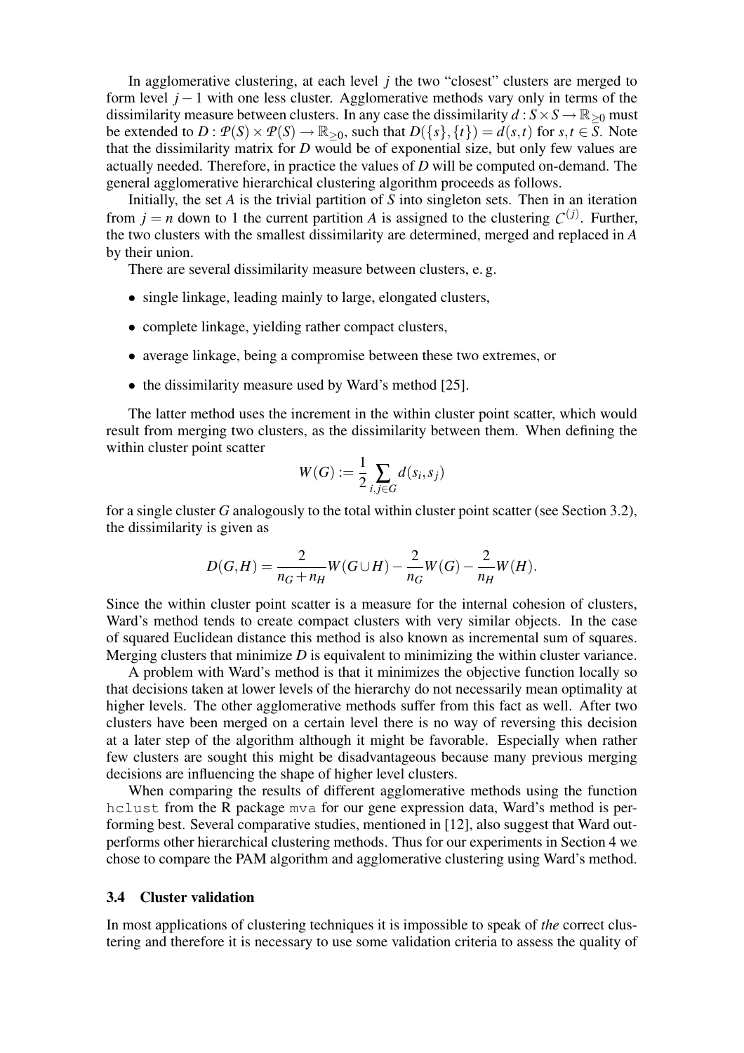In agglomerative clustering, at each level $j$ the two "closest" clusters are merged to form level $j-1$ with one less cluster. Agglomerative methods vary only in terms of the dissimilarity measure between clusters. In any case the dissimilarity $d : S \times S \to \mathbb{R}_{\geq 0}$ must be extended to $D : \mathcal{P}(S) \times \mathcal{P}(S) \to \mathbb{R}_{\geq 0}$, such that $D(\{s\},\{t\}) = d(s,t)$ for $s,t \in S$. Note that the dissimilarity matrix for $D$ would be of exponential size, but only few values are actually needed. Therefore, in practice the values of $D$ will be computed on-demand. The general agglomerative hierarchical clustering algorithm proceeds as follows.

Initially, the set $A$ is the trivial partition of $S$ into singleton sets. Then in an iteration from $j = n$ down to 1 the current partition $A$ is assigned to the clustering $\mathcal{C}^{(j)}$. Further, the two clusters with the smallest dissimilarity are determined, merged and replaced in $A$ by their union.

There are several dissimilarity measure between clusters, e. g.

- single linkage, leading mainly to large, elongated clusters,
- complete linkage, yielding rather compact clusters,
- average linkage, being a compromise between these two extremes, or
- the dissimilarity measure used by Ward's method [25].

The latter method uses the increment in the within cluster point scatter, which would result from merging two clusters, as the dissimilarity between them. When defining the within cluster point scatter

$$W(G) := \frac{1}{2} \sum_{i,j \in G} d(s_i, s_j)$$

for a single cluster $G$ analogously to the total within cluster point scatter (see Section 3.2), the dissimilarity is given as

$$D(G,H) = \frac{2}{n_G + n_H} W(G \cup H) - \frac{2}{n_G} W(G) - \frac{2}{n_H} W(H).$$

Since the within cluster point scatter is a measure for the internal cohesion of clusters, Ward's method tends to create compact clusters with very similar objects. In the case of squared Euclidean distance this method is also known as incremental sum of squares. Merging clusters that minimize $D$ is equivalent to minimizing the within cluster variance.

A problem with Ward's method is that it minimizes the objective function locally so that decisions taken at lower levels of the hierarchy do not necessarily mean optimality at higher levels. The other agglomerative methods suffer from this fact as well. After two clusters have been merged on a certain level there is no way of reversing this decision at a later step of the algorithm although it might be favorable. Especially when rather few clusters are sought this might be disadvantageous because many previous merging decisions are influencing the shape of higher level clusters.

When comparing the results of different agglomerative methods using the function `hclust` from the R package `mva` for our gene expression data, Ward's method is performing best. Several comparative studies, mentioned in [12], also suggest that Ward outperforms other hierarchical clustering methods. Thus for our experiments in Section 4 we chose to compare the PAM algorithm and agglomerative clustering using Ward's method.

### 3.4 Cluster validation

In most applications of clustering techniques it is impossible to speak of *the* correct clustering and therefore it is necessary to use some validation criteria to assess the quality of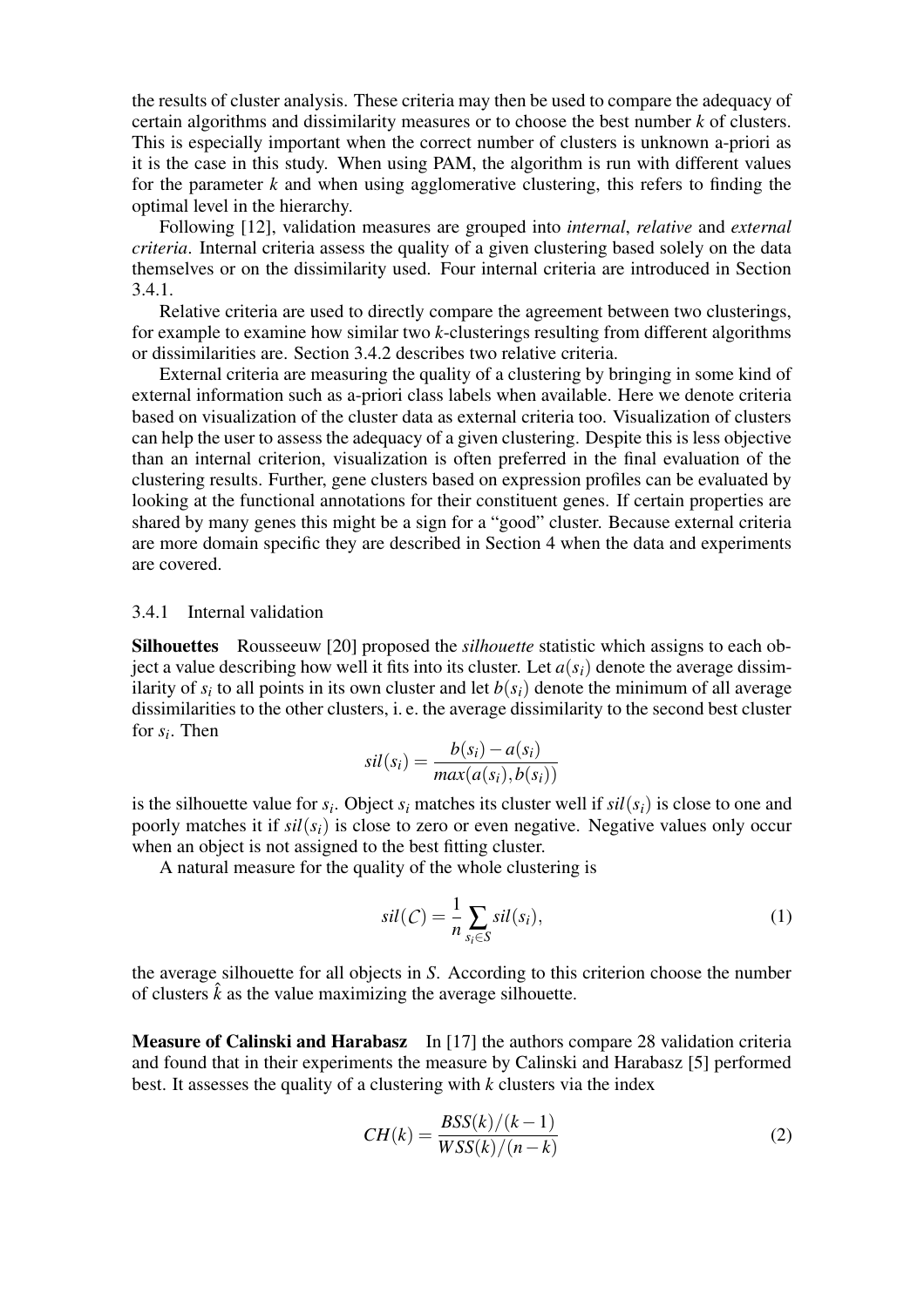the results of cluster analysis. These criteria may then be used to compare the adequacy of certain algorithms and dissimilarity measures or to choose the best number $k$ of clusters. This is especially important when the correct number of clusters is unknown a-priori as it is the case in this study. When using PAM, the algorithm is run with different values for the parameter $k$ and when using agglomerative clustering, this refers to finding the optimal level in the hierarchy.

Following [12], validation measures are grouped into *internal*, *relative* and *external criteria*. Internal criteria assess the quality of a given clustering based solely on the data themselves or on the dissimilarity used. Four internal criteria are introduced in Section 3.4.1.

Relative criteria are used to directly compare the agreement between two clusterings, for example to examine how similar two $k$-clusterings resulting from different algorithms or dissimilarities are. Section 3.4.2 describes two relative criteria.

External criteria are measuring the quality of a clustering by bringing in some kind of external information such as a-priori class labels when available. Here we denote criteria based on visualization of the cluster data as external criteria too. Visualization of clusters can help the user to assess the adequacy of a given clustering. Despite this is less objective than an internal criterion, visualization is often preferred in the final evaluation of the clustering results. Further, gene clusters based on expression profiles can be evaluated by looking at the functional annotations for their constituent genes. If certain properties are shared by many genes this might be a sign for a "good" cluster. Because external criteria are more domain specific they are described in Section 4 when the data and experiments are covered.

### 3.4.1 Internal validation

**Silhouettes** Rousseeuw [20] proposed the *silhouette* statistic which assigns to each object a value describing how well it fits into its cluster. Let $a(s_i)$ denote the average dissimilarity of $s_i$ to all points in its own cluster and let $b(s_i)$ denote the minimum of all average dissimilarities to the other clusters, i. e. the average dissimilarity to the second best cluster for $s_i$. Then

$$sil(s_i) = \frac{b(s_i) - a(s_i)}{max(a(s_i), b(s_i))}$$

is the silhouette value for $s_i$. Object $s_i$ matches its cluster well if $sil(s_i)$ is close to one and poorly matches it if $sil(s_i)$ is close to zero or even negative. Negative values only occur when an object is not assigned to the best fitting cluster.

A natural measure for the quality of the whole clustering is

$$sil(\mathcal{C}) = \frac{1}{n} \sum_{s_i \in S} sil(s_i), \tag{1}$$

the average silhouette for all objects in $S$. According to this criterion choose the number of clusters $\hat{k}$ as the value maximizing the average silhouette.

**Measure of Calinski and Harabasz** In [17] the authors compare 28 validation criteria and found that in their experiments the measure by Calinski and Harabasz [5] performed best. It assesses the quality of a clustering with $k$ clusters via the index

$$CH(k) = \frac{BSS(k)/(k-1)}{WSS(k)/(n-k)} \tag{2}$$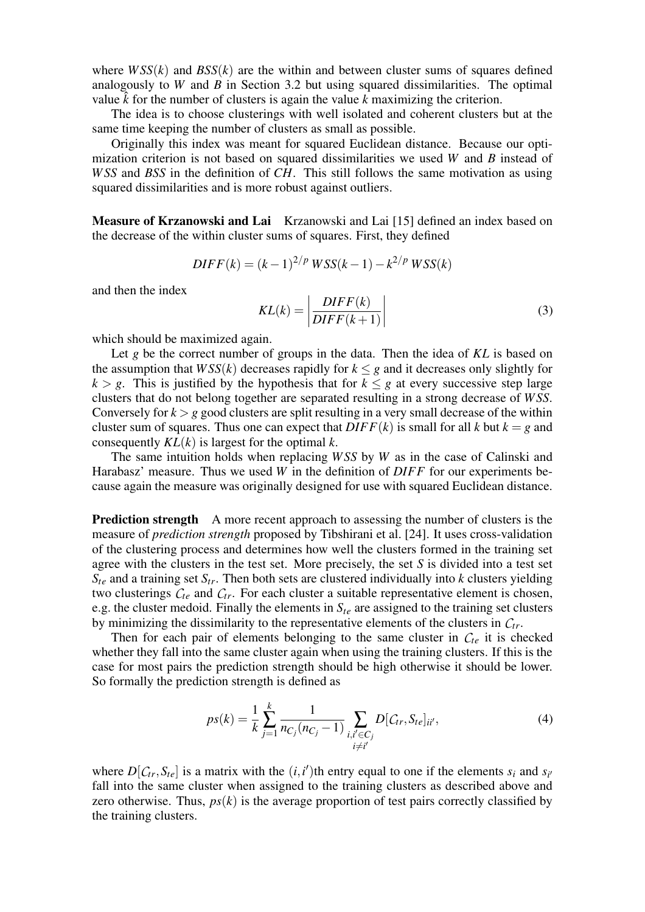where $WSS(k)$ and $BSS(k)$ are the within and between cluster sums of squares defined analogously to $W$ and $B$ in Section 3.2 but using squared dissimilarities. The optimal value $\hat{k}$ for the number of clusters is again the value $k$ maximizing the criterion.

The idea is to choose clusterings with well isolated and coherent clusters but at the same time keeping the number of clusters as small as possible.

Originally this index was meant for squared Euclidean distance. Because our optimization criterion is not based on squared dissimilarities we used $W$ and $B$ instead of $WSS$ and $BSS$ in the definition of $CH$. This still follows the same motivation as using squared dissimilarities and is more robust against outliers.

**Measure of Krzanowski and Lai** Krzanowski and Lai [15] defined an index based on the decrease of the within cluster sums of squares. First, they defined

$$DIFF(k) = (k-1)^{2/p}\, WSS(k-1) - k^{2/p}\, WSS(k)$$

and then the index

$$KL(k) = \left| \frac{DIFF(k)}{DIFF(k+1)} \right| \tag{3}$$

which should be maximized again.

Let $g$ be the correct number of groups in the data. Then the idea of $KL$ is based on the assumption that $WSS(k)$ decreases rapidly for $k \leq g$ and it decreases only slightly for $k > g$. This is justified by the hypothesis that for $k \leq g$ at every successive step large clusters that do not belong together are separated resulting in a strong decrease of $WSS$. Conversely for $k > g$ good clusters are split resulting in a very small decrease of the within cluster sum of squares. Thus one can expect that $DIFF(k)$ is small for all $k$ but $k = g$ and consequently $KL(k)$ is largest for the optimal $k$.

The same intuition holds when replacing $WSS$ by $W$ as in the case of Calinski and Harabasz' measure. Thus we used $W$ in the definition of $DIFF$ for our experiments because again the measure was originally designed for use with squared Euclidean distance.

**Prediction strength** A more recent approach to assessing the number of clusters is the measure of *prediction strength* proposed by Tibshirani et al. [24]. It uses cross-validation of the clustering process and determines how well the clusters formed in the training set agree with the clusters in the test set. More precisely, the set $S$ is divided into a test set $S_{te}$ and a training set $S_{tr}$. Then both sets are clustered individually into $k$ clusters yielding two clusterings $\mathcal{C}_{te}$ and $\mathcal{C}_{tr}$. For each cluster a suitable representative element is chosen, e.g. the cluster medoid. Finally the elements in $S_{te}$ are assigned to the training set clusters by minimizing the dissimilarity to the representative elements of the clusters in $\mathcal{C}_{tr}$.

Then for each pair of elements belonging to the same cluster in $\mathcal{C}_{te}$ it is checked whether they fall into the same cluster again when using the training clusters. If this is the case for most pairs the prediction strength should be high otherwise it should be lower. So formally the prediction strength is defined as

$$ps(k) = \frac{1}{k} \sum_{j=1}^{k} \frac{1}{n_{C_j}(n_{C_j}-1)} \sum_{\substack{i,i' \in C_j \\ i \neq i'}} D[\mathcal{C}_{tr}, S_{te}]_{ii'}, \tag{4}$$

where $D[\mathcal{C}_{tr}, S_{te}]$ is a matrix with the $(i,i')$th entry equal to one if the elements $s_i$ and $s_{i'}$ fall into the same cluster when assigned to the training clusters as described above and zero otherwise. Thus, $ps(k)$ is the average proportion of test pairs correctly classified by the training clusters.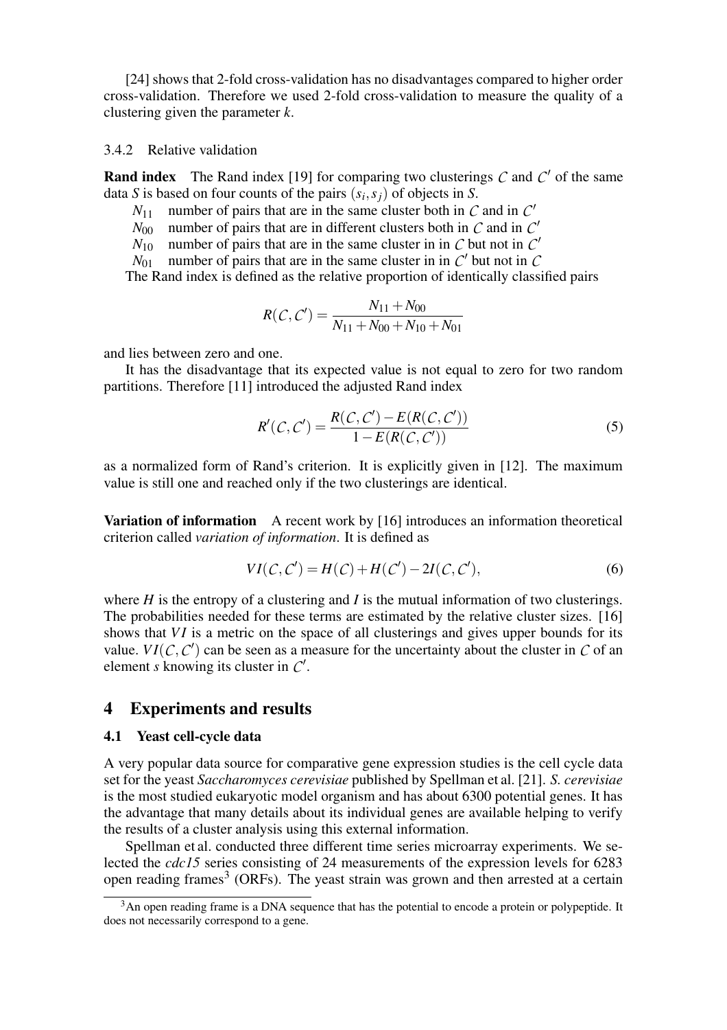[24] shows that 2-fold cross-validation has no disadvantages compared to higher order cross-validation. Therefore we used 2-fold cross-validation to measure the quality of a clustering given the parameter $k$.

#### 3.4.2 Relative validation

**Rand index** The Rand index [19] for comparing two clusterings $\mathcal{C}$ and $\mathcal{C}'$ of the same data $S$ is based on four counts of the pairs $(s_i, s_j)$ of objects in $S$.

- $N_{11}$ number of pairs that are in the same cluster both in $\mathcal{C}$ and in $\mathcal{C}'$
- $N_{00}$ number of pairs that are in different clusters both in $\mathcal{C}$ and in $\mathcal{C}'$
- $N_{10}$ number of pairs that are in the same cluster in in $\mathcal{C}$ but not in $\mathcal{C}'$
- $N_{01}$ number of pairs that are in the same cluster in in $\mathcal{C}'$ but not in $\mathcal{C}$

The Rand index is defined as the relative proportion of identically classified pairs

$$R(\mathcal{C}, \mathcal{C}') = \frac{N_{11} + N_{00}}{N_{11} + N_{00} + N_{10} + N_{01}}$$

and lies between zero and one.

It has the disadvantage that its expected value is not equal to zero for two random partitions. Therefore [11] introduced the adjusted Rand index

$$R'(\mathcal{C}, \mathcal{C}') = \frac{R(\mathcal{C}, \mathcal{C}') - E(R(\mathcal{C}, \mathcal{C}'))}{1 - E(R(\mathcal{C}, \mathcal{C}'))} \tag{5}$$

as a normalized form of Rand's criterion. It is explicitly given in [12]. The maximum value is still one and reached only if the two clusterings are identical.

**Variation of information** A recent work by [16] introduces an information theoretical criterion called *variation of information*. It is defined as

$$VI(\mathcal{C}, \mathcal{C}') = H(\mathcal{C}) + H(\mathcal{C}') - 2I(\mathcal{C}, \mathcal{C}'), \tag{6}$$

where $H$ is the entropy of a clustering and $I$ is the mutual information of two clusterings. The probabilities needed for these terms are estimated by the relative cluster sizes. [16] shows that $VI$ is a metric on the space of all clusterings and gives upper bounds for its value. $VI(\mathcal{C}, \mathcal{C}')$ can be seen as a measure for the uncertainty about the cluster in $\mathcal{C}$ of an element $s$ knowing its cluster in $\mathcal{C}'$.

## 4 Experiments and results

### 4.1 Yeast cell-cycle data

A very popular data source for comparative gene expression studies is the cell cycle data set for the yeast *Saccharomyces cerevisiae* published by Spellman et al. [21]. *S. cerevisiae* is the most studied eukaryotic model organism and has about 6300 potential genes. It has the advantage that many details about its individual genes are available helping to verify the results of a cluster analysis using this external information.

Spellman et al. conducted three different time series microarray experiments. We selected the *cdc15* series consisting of 24 measurements of the expression levels for 6283 open reading frames[3] (ORFs). The yeast strain was grown and then arrested at a certain

[3] An open reading frame is a DNA sequence that has the potential to encode a protein or polypeptide. It does not necessarily correspond to a gene.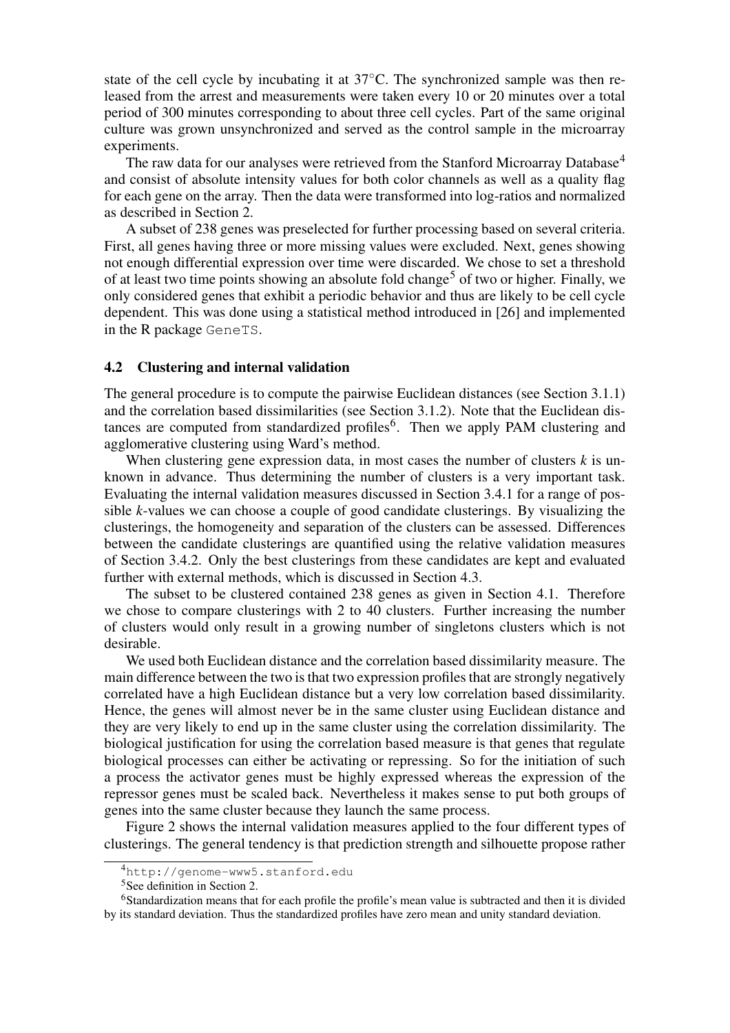state of the cell cycle by incubating it at 37°C. The synchronized sample was then released from the arrest and measurements were taken every 10 or 20 minutes over a total period of 300 minutes corresponding to about three cell cycles. Part of the same original culture was grown unsynchronized and served as the control sample in the microarray experiments.

The raw data for our analyses were retrieved from the Stanford Microarray Database[4] and consist of absolute intensity values for both color channels as well as a quality flag for each gene on the array. Then the data were transformed into log-ratios and normalized as described in Section 2.

A subset of 238 genes was preselected for further processing based on several criteria. First, all genes having three or more missing values were excluded. Next, genes showing not enough differential expression over time were discarded. We chose to set a threshold of at least two time points showing an absolute fold change[5] of two or higher. Finally, we only considered genes that exhibit a periodic behavior and thus are likely to be cell cycle dependent. This was done using a statistical method introduced in [26] and implemented in the R package `GeneTS`.

### 4.2 Clustering and internal validation

The general procedure is to compute the pairwise Euclidean distances (see Section 3.1.1) and the correlation based dissimilarities (see Section 3.1.2). Note that the Euclidean distances are computed from standardized profiles[6]. Then we apply PAM clustering and agglomerative clustering using Ward's method.

When clustering gene expression data, in most cases the number of clusters $k$ is unknown in advance. Thus determining the number of clusters is a very important task. Evaluating the internal validation measures discussed in Section 3.4.1 for a range of possible $k$-values we can choose a couple of good candidate clusterings. By visualizing the clusterings, the homogeneity and separation of the clusters can be assessed. Differences between the candidate clusterings are quantified using the relative validation measures of Section 3.4.2. Only the best clusterings from these candidates are kept and evaluated further with external methods, which is discussed in Section 4.3.

The subset to be clustered contained 238 genes as given in Section 4.1. Therefore we chose to compare clusterings with 2 to 40 clusters. Further increasing the number of clusters would only result in a growing number of singletons clusters which is not desirable.

We used both Euclidean distance and the correlation based dissimilarity measure. The main difference between the two is that two expression profiles that are strongly negatively correlated have a high Euclidean distance but a very low correlation based dissimilarity. Hence, the genes will almost never be in the same cluster using Euclidean distance and they are very likely to end up in the same cluster using the correlation dissimilarity. The biological justification for using the correlation based measure is that genes that regulate biological processes can either be activating or repressing. So for the initiation of such a process the activator genes must be highly expressed whereas the expression of the repressor genes must be scaled back. Nevertheless it makes sense to put both groups of genes into the same cluster because they launch the same process.

Figure 2 shows the internal validation measures applied to the four different types of clusterings. The general tendency is that prediction strength and silhouette propose rather

---

[4] `http://genome-www5.stanford.edu`

[5] See definition in Section 2.

[6] Standardization means that for each profile the profile's mean value is subtracted and then it is divided by its standard deviation. Thus the standardized profiles have zero mean and unity standard deviation.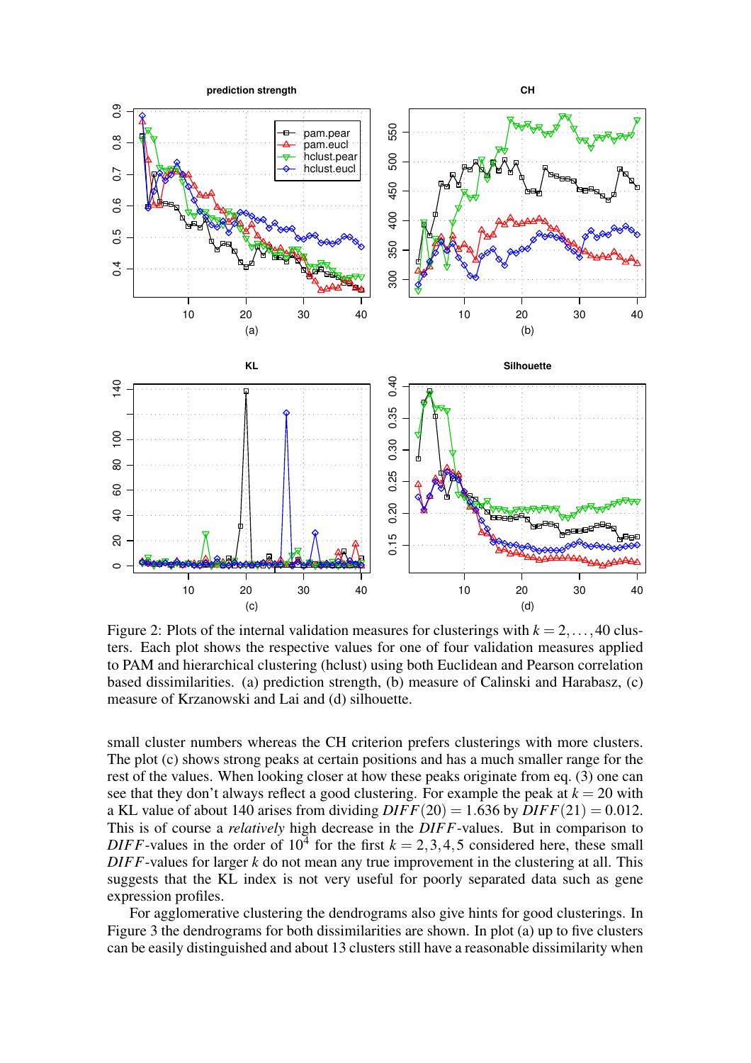Figure 2: Plots of the internal validation measures for clusterings with $k = 2, \ldots, 40$ clusters. Each plot shows the respective values for one of four validation measures applied to PAM and hierarchical clustering (hclust) using both Euclidean and Pearson correlation based dissimilarities. (a) prediction strength, (b) measure of Calinski and Harabasz, (c) measure of Krzanowski and Lai and (d) silhouette.

small cluster numbers whereas the CH criterion prefers clusterings with more clusters. The plot (c) shows strong peaks at certain positions and has a much smaller range for the rest of the values. When looking closer at how these peaks originate from eq. (3) one can see that they don't always reflect a good clustering. For example the peak at $k = 20$ with a KL value of about 140 arises from dividing $DIFF(20) = 1.636$ by $DIFF(21) = 0.012$. This is of course a *relatively* high decrease in the $DIFF$-values. But in comparison to $DIFF$-values in the order of $10^4$ for the first $k = 2, 3, 4, 5$ considered here, these small $DIFF$-values for larger $k$ do not mean any true improvement in the clustering at all. This suggests that the KL index is not very useful for poorly separated data such as gene expression profiles.

For agglomerative clustering the dendrograms also give hints for good clusterings. In Figure 3 the dendrograms for both dissimilarities are shown. In plot (a) up to five clusters can be easily distinguished and about 13 clusters still have a reasonable dissimilarity when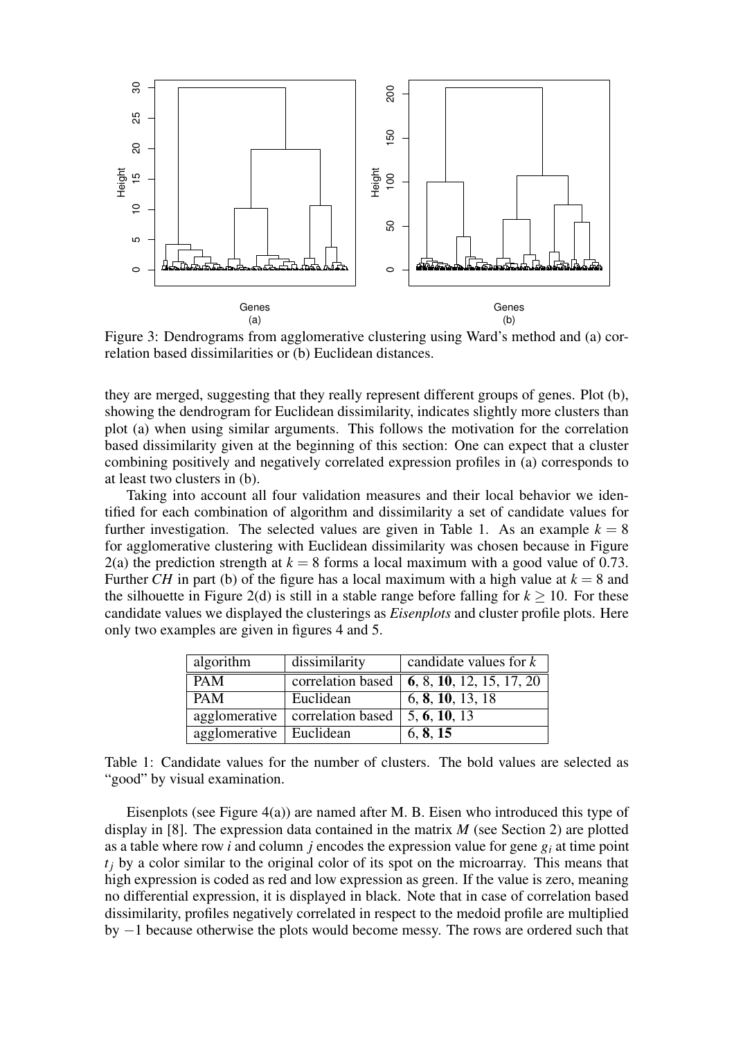Figure 3: Dendrograms from agglomerative clustering using Ward's method and (a) correlation based dissimilarities or (b) Euclidean distances.

they are merged, suggesting that they really represent different groups of genes. Plot (b), showing the dendrogram for Euclidean dissimilarity, indicates slightly more clusters than plot (a) when using similar arguments. This follows the motivation for the correlation based dissimilarity given at the beginning of this section: One can expect that a cluster combining positively and negatively correlated expression profiles in (a) corresponds to at least two clusters in (b).

Taking into account all four validation measures and their local behavior we identified for each combination of algorithm and dissimilarity a set of candidate values for further investigation. The selected values are given in Table 1. As an example $k = 8$ for agglomerative clustering with Euclidean dissimilarity was chosen because in Figure 2(a) the prediction strength at $k = 8$ forms a local maximum with a good value of 0.73. Further $CH$ in part (b) of the figure has a local maximum with a high value at $k = 8$ and the silhouette in Figure 2(d) is still in a stable range before falling for $k \geq 10$. For these candidate values we displayed the clusterings as *Eisenplots* and cluster profile plots. Here only two examples are given in figures 4 and 5.

| algorithm | dissimilarity | candidate values for $k$ |
|---|---|---|
| PAM | correlation based | **6**, 8, **10**, 12, 15, 17, 20 |
| PAM | Euclidean | 6, **8**, **10**, 13, 18 |
| agglomerative | correlation based | 5, **6**, **10**, 13 |
| agglomerative | Euclidean | 6, **8**, **15** |

Table 1: Candidate values for the number of clusters. The bold values are selected as "good" by visual examination.

Eisenplots (see Figure 4(a)) are named after M. B. Eisen who introduced this type of display in [8]. The expression data contained in the matrix $M$ (see Section 2) are plotted as a table where row $i$ and column $j$ encodes the expression value for gene $g_i$ at time point $t_j$ by a color similar to the original color of its spot on the microarray. This means that high expression is coded as red and low expression as green. If the value is zero, meaning no differential expression, it is displayed in black. Note that in case of correlation based dissimilarity, profiles negatively correlated in respect to the medoid profile are multiplied by $-1$ because otherwise the plots would become messy. The rows are ordered such that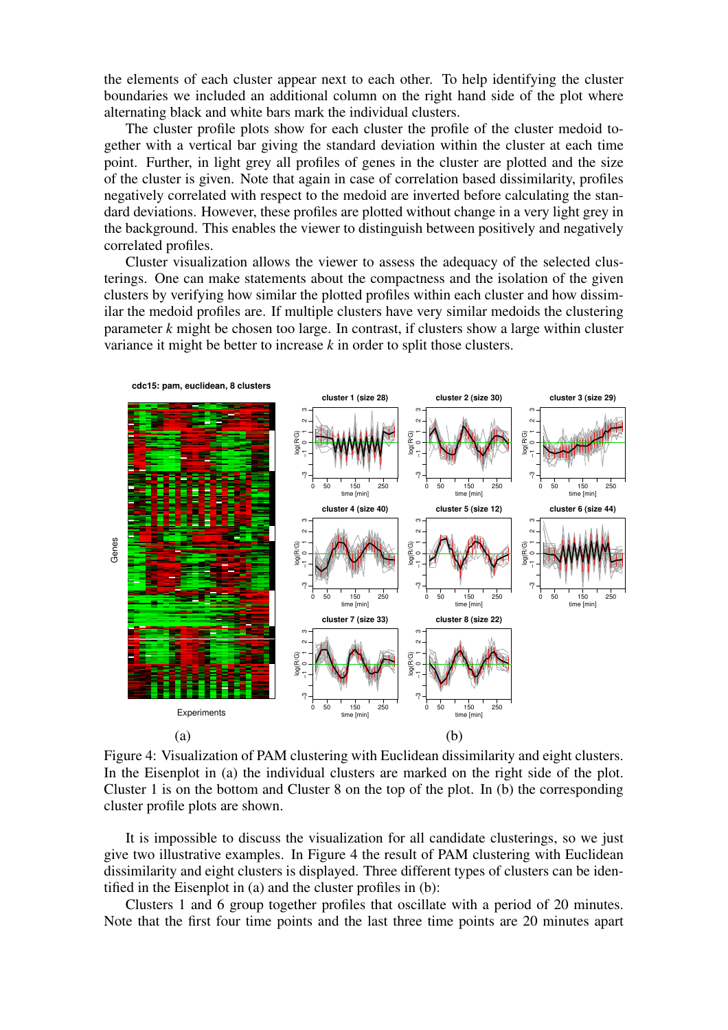the elements of each cluster appear next to each other. To help identifying the cluster boundaries we included an additional column on the right hand side of the plot where alternating black and white bars mark the individual clusters.

The cluster profile plots show for each cluster the profile of the cluster medoid together with a vertical bar giving the standard deviation within the cluster at each time point. Further, in light grey all profiles of genes in the cluster are plotted and the size of the cluster is given. Note that again in case of correlation based dissimilarity, profiles negatively correlated with respect to the medoid are inverted before calculating the standard deviations. However, these profiles are plotted without change in a very light grey in the background. This enables the viewer to distinguish between positively and negatively correlated profiles.

Cluster visualization allows the viewer to assess the adequacy of the selected clusterings. One can make statements about the compactness and the isolation of the given clusters by verifying how similar the plotted profiles within each cluster and how dissimilar the medoid profiles are. If multiple clusters have very similar medoids the clustering parameter $k$ might be chosen too large. In contrast, if clusters show a large within cluster variance it might be better to increase $k$ in order to split those clusters.

cdc15: pam, euclidean, 8 clusters

Genes

Experiments

(a)

cluster 1 (size 28)
cluster 2 (size 30)
cluster 3 (size 29)
cluster 4 (size 40)
cluster 5 (size 12)
cluster 6 (size 44)
cluster 7 (size 33)
cluster 8 (size 22)

log(R/G)

time [min]

(b)

Figure 4: Visualization of PAM clustering with Euclidean dissimilarity and eight clusters. In the Eisenplot in (a) the individual clusters are marked on the right side of the plot. Cluster 1 is on the bottom and Cluster 8 on the top of the plot. In (b) the corresponding cluster profile plots are shown.

It is impossible to discuss the visualization for all candidate clusterings, so we just give two illustrative examples. In Figure 4 the result of PAM clustering with Euclidean dissimilarity and eight clusters is displayed. Three different types of clusters can be identified in the Eisenplot in (a) and the cluster profiles in (b):

Clusters 1 and 6 group together profiles that oscillate with a period of 20 minutes. Note that the first four time points and the last three time points are 20 minutes apart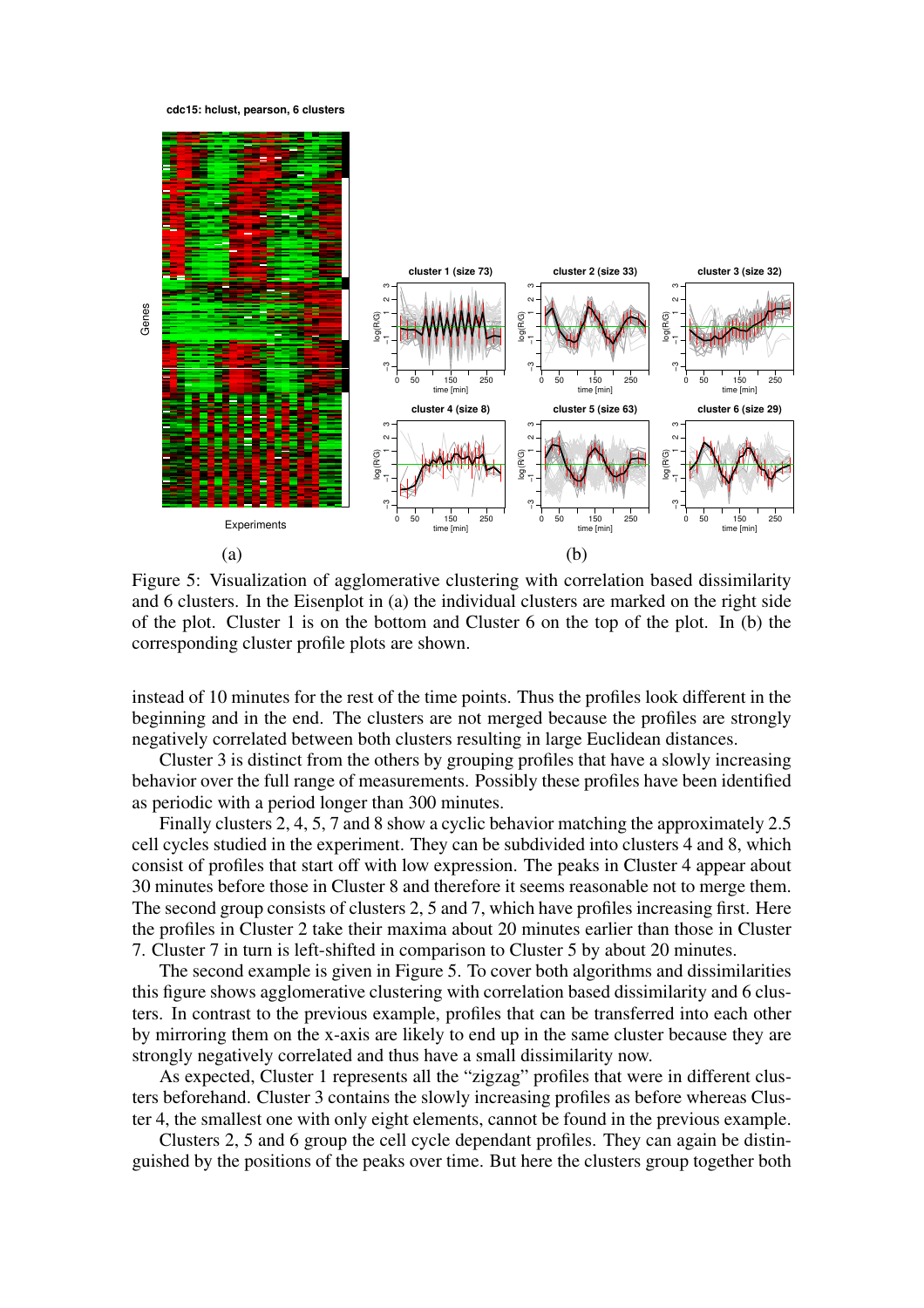Figure 5: Visualization of agglomerative clustering with correlation based dissimilarity and 6 clusters. In the Eisenplot in (a) the individual clusters are marked on the right side of the plot. Cluster 1 is on the bottom and Cluster 6 on the top of the plot. In (b) the corresponding cluster profile plots are shown.

instead of 10 minutes for the rest of the time points. Thus the profiles look different in the beginning and in the end. The clusters are not merged because the profiles are strongly negatively correlated between both clusters resulting in large Euclidean distances.

Cluster 3 is distinct from the others by grouping profiles that have a slowly increasing behavior over the full range of measurements. Possibly these profiles have been identified as periodic with a period longer than 300 minutes.

Finally clusters 2, 4, 5, 7 and 8 show a cyclic behavior matching the approximately 2.5 cell cycles studied in the experiment. They can be subdivided into clusters 4 and 8, which consist of profiles that start off with low expression. The peaks in Cluster 4 appear about 30 minutes before those in Cluster 8 and therefore it seems reasonable not to merge them. The second group consists of clusters 2, 5 and 7, which have profiles increasing first. Here the profiles in Cluster 2 take their maxima about 20 minutes earlier than those in Cluster 7. Cluster 7 in turn is left-shifted in comparison to Cluster 5 by about 20 minutes.

The second example is given in Figure 5. To cover both algorithms and dissimilarities this figure shows agglomerative clustering with correlation based dissimilarity and 6 clusters. In contrast to the previous example, profiles that can be transferred into each other by mirroring them on the x-axis are likely to end up in the same cluster because they are strongly negatively correlated and thus have a small dissimilarity now.

As expected, Cluster 1 represents all the "zigzag" profiles that were in different clusters beforehand. Cluster 3 contains the slowly increasing profiles as before whereas Cluster 4, the smallest one with only eight elements, cannot be found in the previous example.

Clusters 2, 5 and 6 group the cell cycle dependant profiles. They can again be distinguished by the positions of the peaks over time. But here the clusters group together both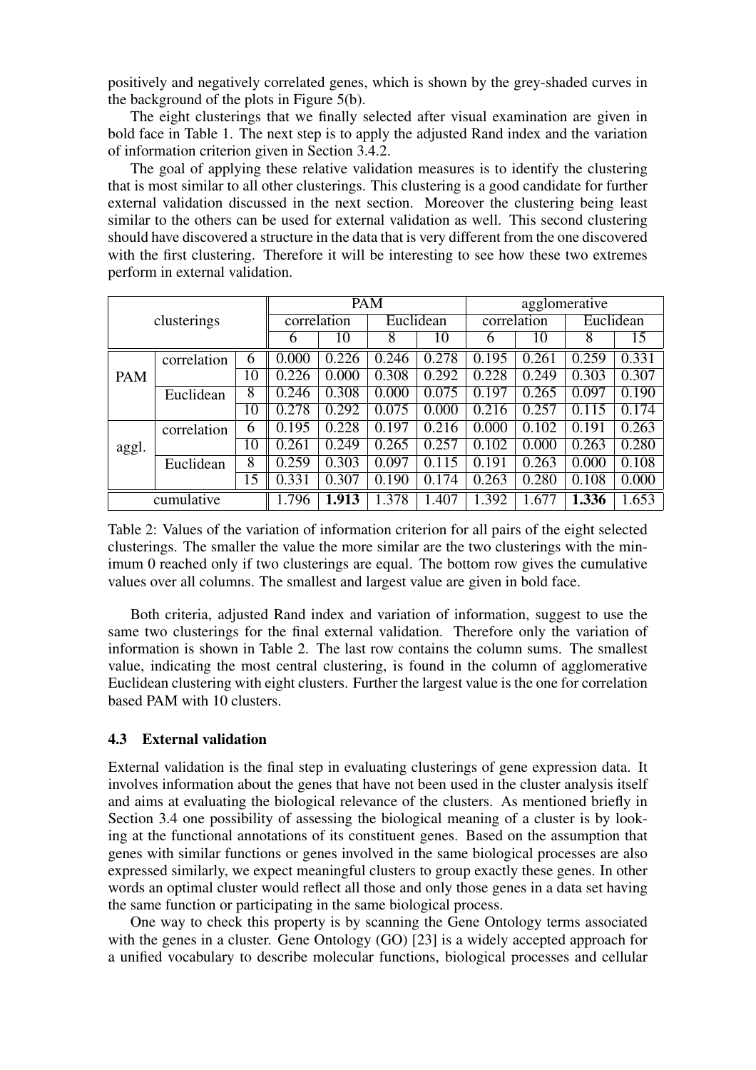positively and negatively correlated genes, which is shown by the grey-shaded curves in the background of the plots in Figure 5(b).

The eight clusterings that we finally selected after visual examination are given in bold face in Table 1. The next step is to apply the adjusted Rand index and the variation of information criterion given in Section 3.4.2.

The goal of applying these relative validation measures is to identify the clustering that is most similar to all other clusterings. This clustering is a good candidate for further external validation discussed in the next section. Moreover the clustering being least similar to the others can be used for external validation as well. This second clustering should have discovered a structure in the data that is very different from the one discovered with the first clustering. Therefore it will be interesting to see how these two extremes perform in external validation.

| clusterings | | | PAM | | | | agglomerative | | | |
|---|---|---|---|---|---|---|---|---|---|---|
| | | | correlation | | Euclidean | | correlation | | Euclidean | |
| | | | 6 | 10 | 8 | 10 | 6 | 10 | 8 | 15 |
| PAM | correlation | 6 | 0.000 | 0.226 | 0.246 | 0.278 | 0.195 | 0.261 | 0.259 | 0.331 |
| | | 10 | 0.226 | 0.000 | 0.308 | 0.292 | 0.228 | 0.249 | 0.303 | 0.307 |
| | Euclidean | 8 | 0.246 | 0.308 | 0.000 | 0.075 | 0.197 | 0.265 | 0.097 | 0.190 |
| | | 10 | 0.278 | 0.292 | 0.075 | 0.000 | 0.216 | 0.257 | 0.115 | 0.174 |
| aggl. | correlation | 6 | 0.195 | 0.228 | 0.197 | 0.216 | 0.000 | 0.102 | 0.191 | 0.263 |
| | | 10 | 0.261 | 0.249 | 0.265 | 0.257 | 0.102 | 0.000 | 0.263 | 0.280 |
| | Euclidean | 8 | 0.259 | 0.303 | 0.097 | 0.115 | 0.191 | 0.263 | 0.000 | 0.108 |
| | | 15 | 0.331 | 0.307 | 0.190 | 0.174 | 0.263 | 0.280 | 0.108 | 0.000 |
| cumulative | | | 1.796 | **1.913** | 1.378 | 1.407 | 1.392 | 1.677 | **1.336** | 1.653 |

Table 2: Values of the variation of information criterion for all pairs of the eight selected clusterings. The smaller the value the more similar are the two clusterings with the minimum 0 reached only if two clusterings are equal. The bottom row gives the cumulative values over all columns. The smallest and largest value are given in bold face.

Both criteria, adjusted Rand index and variation of information, suggest to use the same two clusterings for the final external validation. Therefore only the variation of information is shown in Table 2. The last row contains the column sums. The smallest value, indicating the most central clustering, is found in the column of agglomerative Euclidean clustering with eight clusters. Further the largest value is the one for correlation based PAM with 10 clusters.

### 4.3 External validation

External validation is the final step in evaluating clusterings of gene expression data. It involves information about the genes that have not been used in the cluster analysis itself and aims at evaluating the biological relevance of the clusters. As mentioned briefly in Section 3.4 one possibility of assessing the biological meaning of a cluster is by looking at the functional annotations of its constituent genes. Based on the assumption that genes with similar functions or genes involved in the same biological processes are also expressed similarly, we expect meaningful clusters to group exactly these genes. In other words an optimal cluster would reflect all those and only those genes in a data set having the same function or participating in the same biological process.

One way to check this property is by scanning the Gene Ontology terms associated with the genes in a cluster. Gene Ontology (GO) [23] is a widely accepted approach for a unified vocabulary to describe molecular functions, biological processes and cellular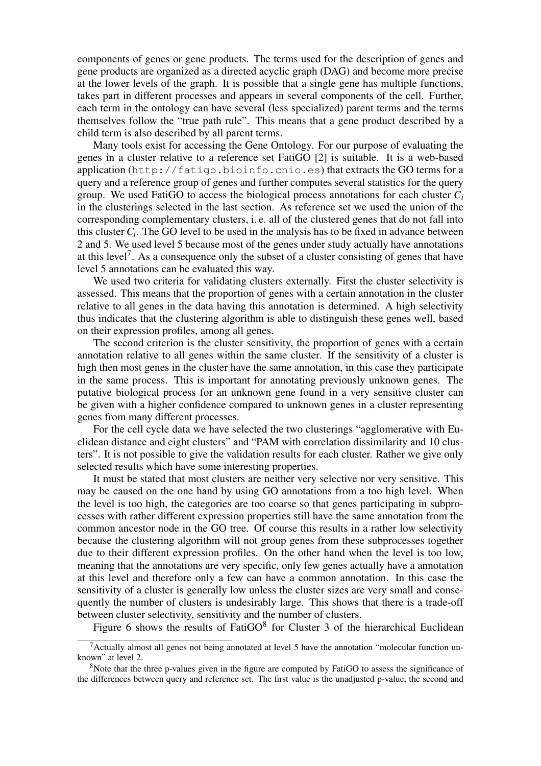components of genes or gene products. The terms used for the description of genes and gene products are organized as a directed acyclic graph (DAG) and become more precise at the lower levels of the graph. It is possible that a single gene has multiple functions, takes part in different processes and appears in several components of the cell. Further, each term in the ontology can have several (less specialized) parent terms and the terms themselves follow the "true path rule". This means that a gene product described by a child term is also described by all parent terms.

Many tools exist for accessing the Gene Ontology. For our purpose of evaluating the genes in a cluster relative to a reference set FatiGO [2] is suitable. It is a web-based application (`http://fatigo.bioinfo.cnio.es`) that extracts the GO terms for a query and a reference group of genes and further computes several statistics for the query group. We used FatiGO to access the biological process annotations for each cluster $C_i$ in the clusterings selected in the last section. As reference set we used the union of the corresponding complementary clusters, i. e. all of the clustered genes that do not fall into this cluster $C_i$. The GO level to be used in the analysis has to be fixed in advance between 2 and 5. We used level 5 because most of the genes under study actually have annotations at this level[7]. As a consequence only the subset of a cluster consisting of genes that have level 5 annotations can be evaluated this way.

We used two criteria for validating clusters externally. First the cluster selectivity is assessed. This means that the proportion of genes with a certain annotation in the cluster relative to all genes in the data having this annotation is determined. A high selectivity thus indicates that the clustering algorithm is able to distinguish these genes well, based on their expression profiles, among all genes.

The second criterion is the cluster sensitivity, the proportion of genes with a certain annotation relative to all genes within the same cluster. If the sensitivity of a cluster is high then most genes in the cluster have the same annotation, in this case they participate in the same process. This is important for annotating previously unknown genes. The putative biological process for an unknown gene found in a very sensitive cluster can be given with a higher confidence compared to unknown genes in a cluster representing genes from many different processes.

For the cell cycle data we have selected the two clusterings "agglomerative with Euclidean distance and eight clusters" and "PAM with correlation dissimilarity and 10 clusters". It is not possible to give the validation results for each cluster. Rather we give only selected results which have some interesting properties.

It must be stated that most clusters are neither very selective nor very sensitive. This may be caused on the one hand by using GO annotations from a too high level. When the level is too high, the categories are too coarse so that genes participating in subprocesses with rather different expression properties still have the same annotation from the common ancestor node in the GO tree. Of course this results in a rather low selectivity because the clustering algorithm will not group genes from these subprocesses together due to their different expression profiles. On the other hand when the level is too low, meaning that the annotations are very specific, only few genes actually have a annotation at this level and therefore only a few can have a common annotation. In this case the sensitivity of a cluster is generally low unless the cluster sizes are very small and consequently the number of clusters is undesirably large. This shows that there is a trade-off between cluster selectivity, sensitivity and the number of clusters.

Figure 6 shows the results of FatiGO[8] for Cluster 3 of the hierarchical Euclidean

[7] Actually almost all genes not being annotated at level 5 have the annotation "molecular function unknown" at level 2.

[8] Note that the three p-values given in the figure are computed by FatiGO to assess the significance of the differences between query and reference set. The first value is the unadjusted p-value, the second and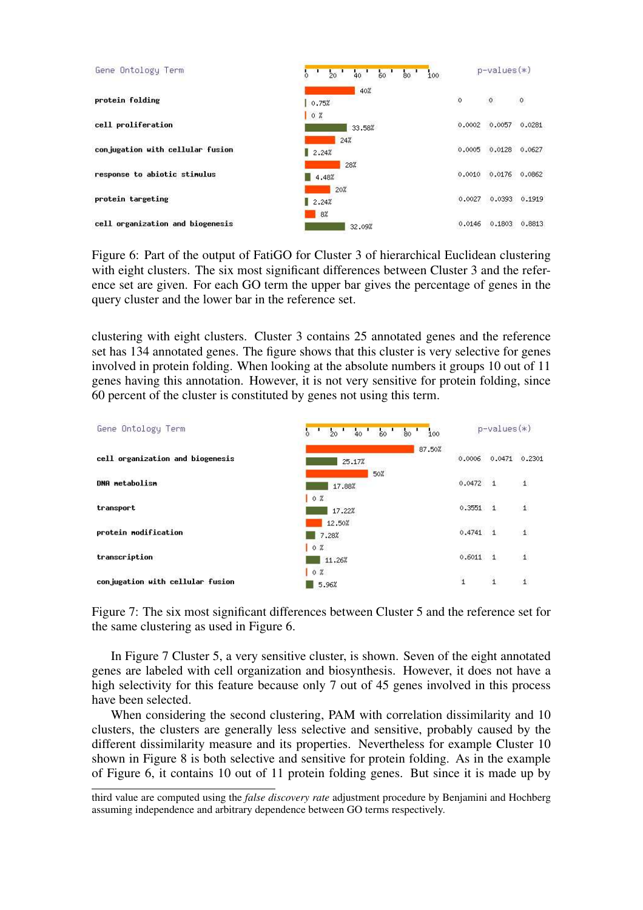| Gene Ontology Term | Query cluster | Reference set | p-values(*) | | |
|---|---|---|---|---|---|
| protein folding | 40% | 0.75% | 0 | 0 | 0 |
| cell proliferation | 0 % | 33.58% | 0.0002 | 0.0057 | 0.0281 |
| conjugation with cellular fusion | 24% | 2.24% | 0.0005 | 0.0128 | 0.0627 |
| response to abiotic stimulus | 28% | 4.48% | 0.0010 | 0.0176 | 0.0862 |
| protein targeting | 20% | 2.24% | 0.0027 | 0.0393 | 0.1919 |
| cell organization and biogenesis | 8% | 32.09% | 0.0146 | 0.1803 | 0.8813 |

Figure 6: Part of the output of FatiGO for Cluster 3 of hierarchical Euclidean clustering with eight clusters. The six most significant differences between Cluster 3 and the reference set are given. For each GO term the upper bar gives the percentage of genes in the query cluster and the lower bar in the reference set.

clustering with eight clusters. Cluster 3 contains 25 annotated genes and the reference set has 134 annotated genes. The figure shows that this cluster is very selective for genes involved in protein folding. When looking at the absolute numbers it groups 10 out of 11 genes having this annotation. However, it is not very sensitive for protein folding, since 60 percent of the cluster is constituted by genes not using this term.

| Gene Ontology Term | Query cluster | Reference set | p-values(*) | | |
|---|---|---|---|---|---|
| cell organization and biogenesis | 87.50% | 25.17% | 0.0006 | 0.0471 | 0.2301 |
| DNA metabolism | 50% | 17.88% | 0.0472 | 1 | 1 |
| transport | 0 % | 17.22% | 0.3551 | 1 | 1 |
| protein modification | 12.50% | 7.28% | 0.4741 | 1 | 1 |
| transcription | 0 % | 11.26% | 0.6011 | 1 | 1 |
| conjugation with cellular fusion | 0 % | 5.96% | 1 | 1 | 1 |

Figure 7: The six most significant differences between Cluster 5 and the reference set for the same clustering as used in Figure 6.

In Figure 7 Cluster 5, a very sensitive cluster, is shown. Seven of the eight annotated genes are labeled with cell organization and biosynthesis. However, it does not have a high selectivity for this feature because only 7 out of 45 genes involved in this process have been selected.

When considering the second clustering, PAM with correlation dissimilarity and 10 clusters, the clusters are generally less selective and sensitive, probably caused by the different dissimilarity measure and its properties. Nevertheless for example Cluster 10 shown in Figure 8 is both selective and sensitive for protein folding. As in the example of Figure 6, it contains 10 out of 11 protein folding genes. But since it is made up by

third value are computed using the *false discovery rate* adjustment procedure by Benjamini and Hochberg assuming independence and arbitrary dependence between GO terms respectively.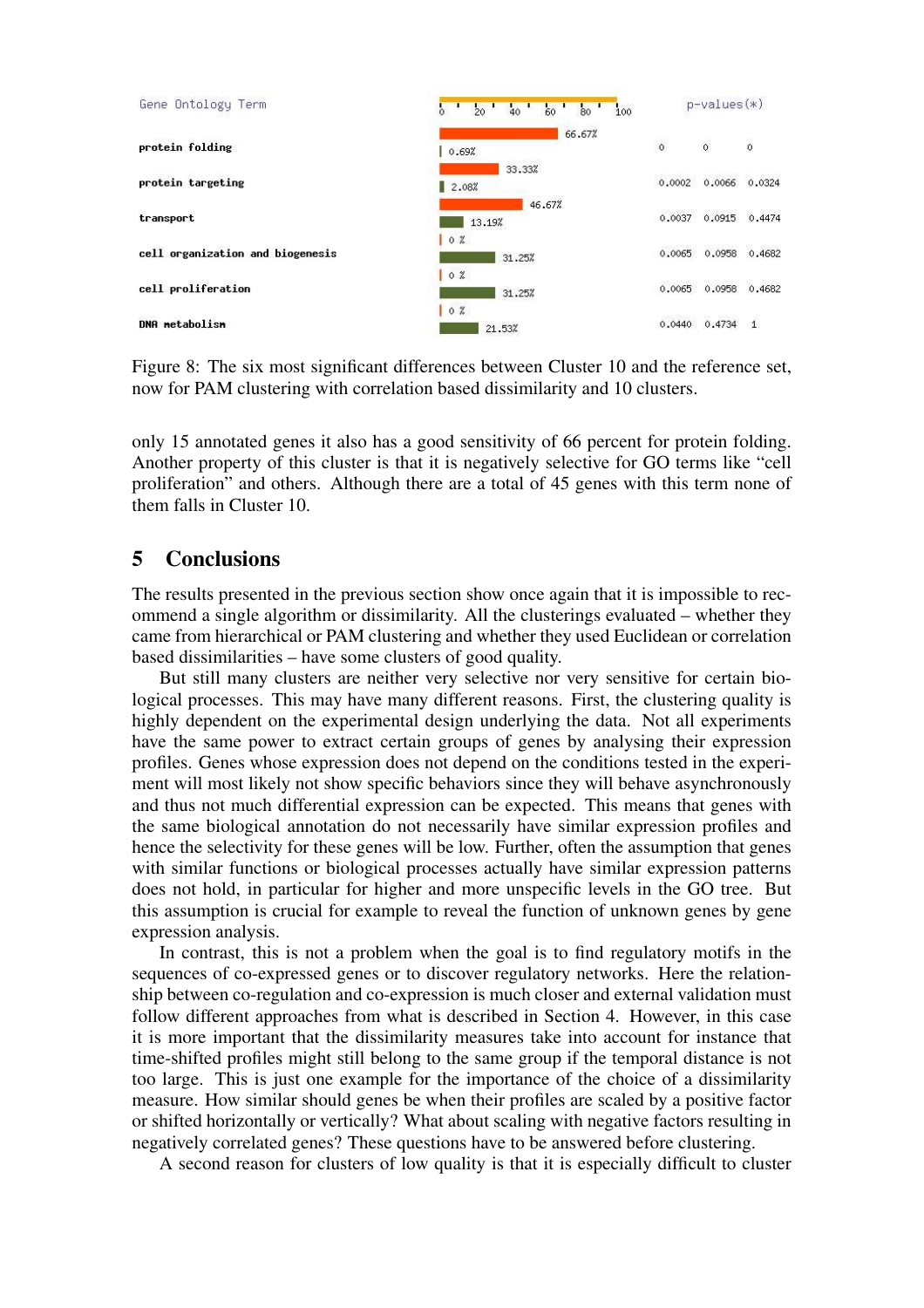Gene Ontology Term

0 20 40 60 80 100

p-values(*)

protein folding

66.67%

0.69%

0 0 0

protein targeting

33.33%

2.08%

0.0002 0.0066 0.0324

transport

46.67%

13.19%

0.0037 0.0915 0.4474

cell organization and biogenesis

0 %

31.25%

0.0065 0.0958 0.4682

cell proliferation

0 %

31.25%

0.0065 0.0958 0.4682

DNA metabolism

0 %

21.53%

0.0440 0.4734 1

Figure 8: The six most significant differences between Cluster 10 and the reference set, now for PAM clustering with correlation based dissimilarity and 10 clusters.

only 15 annotated genes it also has a good sensitivity of 66 percent for protein folding. Another property of this cluster is that it is negatively selective for GO terms like "cell proliferation" and others. Although there are a total of 45 genes with this term none of them falls in Cluster 10.

## 5 Conclusions

The results presented in the previous section show once again that it is impossible to recommend a single algorithm or dissimilarity. All the clusterings evaluated – whether they came from hierarchical or PAM clustering and whether they used Euclidean or correlation based dissimilarities – have some clusters of good quality.

But still many clusters are neither very selective nor very sensitive for certain biological processes. This may have many different reasons. First, the clustering quality is highly dependent on the experimental design underlying the data. Not all experiments have the same power to extract certain groups of genes by analysing their expression profiles. Genes whose expression does not depend on the conditions tested in the experiment will most likely not show specific behaviors since they will behave asynchronously and thus not much differential expression can be expected. This means that genes with the same biological annotation do not necessarily have similar expression profiles and hence the selectivity for these genes will be low. Further, often the assumption that genes with similar functions or biological processes actually have similar expression patterns does not hold, in particular for higher and more unspecific levels in the GO tree. But this assumption is crucial for example to reveal the function of unknown genes by gene expression analysis.

In contrast, this is not a problem when the goal is to find regulatory motifs in the sequences of co-expressed genes or to discover regulatory networks. Here the relationship between co-regulation and co-expression is much closer and external validation must follow different approaches from what is described in Section 4. However, in this case it is more important that the dissimilarity measures take into account for instance that time-shifted profiles might still belong to the same group if the temporal distance is not too large. This is just one example for the importance of the choice of a dissimilarity measure. How similar should genes be when their profiles are scaled by a positive factor or shifted horizontally or vertically? What about scaling with negative factors resulting in negatively correlated genes? These questions have to be answered before clustering.

A second reason for clusters of low quality is that it is especially difficult to cluster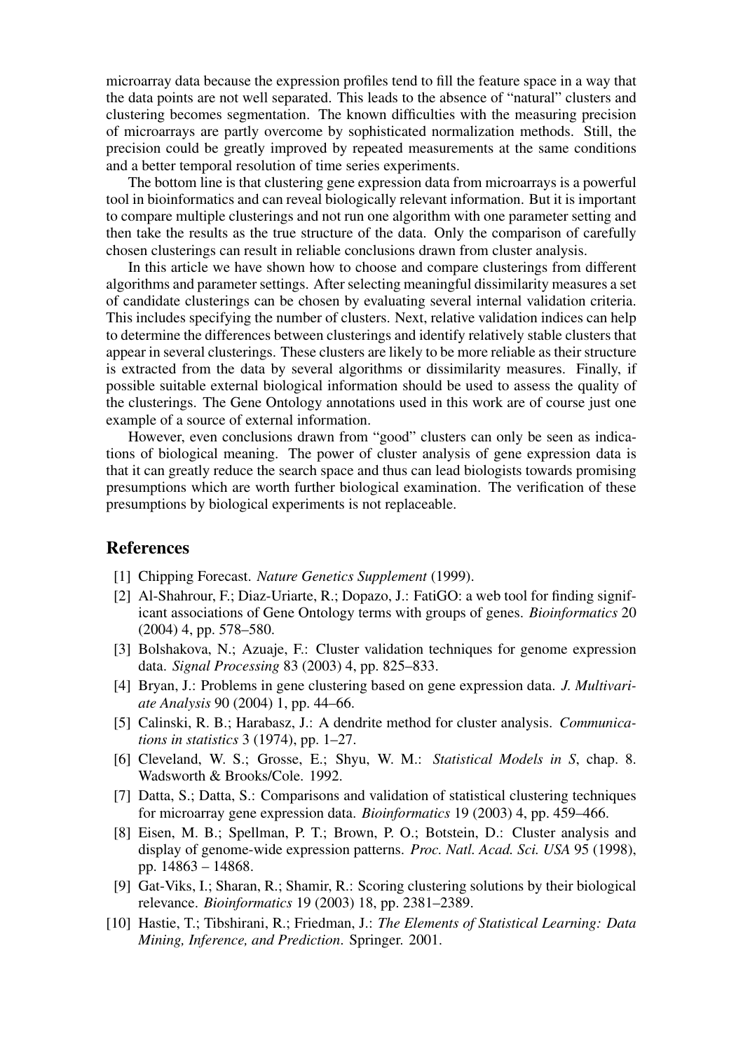microarray data because the expression profiles tend to fill the feature space in a way that the data points are not well separated. This leads to the absence of "natural" clusters and clustering becomes segmentation. The known difficulties with the measuring precision of microarrays are partly overcome by sophisticated normalization methods. Still, the precision could be greatly improved by repeated measurements at the same conditions and a better temporal resolution of time series experiments.

The bottom line is that clustering gene expression data from microarrays is a powerful tool in bioinformatics and can reveal biologically relevant information. But it is important to compare multiple clusterings and not run one algorithm with one parameter setting and then take the results as the true structure of the data. Only the comparison of carefully chosen clusterings can result in reliable conclusions drawn from cluster analysis.

In this article we have shown how to choose and compare clusterings from different algorithms and parameter settings. After selecting meaningful dissimilarity measures a set of candidate clusterings can be chosen by evaluating several internal validation criteria. This includes specifying the number of clusters. Next, relative validation indices can help to determine the differences between clusterings and identify relatively stable clusters that appear in several clusterings. These clusters are likely to be more reliable as their structure is extracted from the data by several algorithms or dissimilarity measures. Finally, if possible suitable external biological information should be used to assess the quality of the clusterings. The Gene Ontology annotations used in this work are of course just one example of a source of external information.

However, even conclusions drawn from "good" clusters can only be seen as indications of biological meaning. The power of cluster analysis of gene expression data is that it can greatly reduce the search space and thus can lead biologists towards promising presumptions which are worth further biological examination. The verification of these presumptions by biological experiments is not replaceable.

## References

[1] Chipping Forecast. *Nature Genetics Supplement* (1999).

[2] Al-Shahrour, F.; Diaz-Uriarte, R.; Dopazo, J.: FatiGO: a web tool for finding significant associations of Gene Ontology terms with groups of genes. *Bioinformatics* 20 (2004) 4, pp. 578–580.

[3] Bolshakova, N.; Azuaje, F.: Cluster validation techniques for genome expression data. *Signal Processing* 83 (2003) 4, pp. 825–833.

[4] Bryan, J.: Problems in gene clustering based on gene expression data. *J. Multivariate Analysis* 90 (2004) 1, pp. 44–66.

[5] Calinski, R. B.; Harabasz, J.: A dendrite method for cluster analysis. *Communications in statistics* 3 (1974), pp. 1–27.

[6] Cleveland, W. S.; Grosse, E.; Shyu, W. M.: *Statistical Models in S*, chap. 8. Wadsworth & Brooks/Cole. 1992.

[7] Datta, S.; Datta, S.: Comparisons and validation of statistical clustering techniques for microarray gene expression data. *Bioinformatics* 19 (2003) 4, pp. 459–466.

[8] Eisen, M. B.; Spellman, P. T.; Brown, P. O.; Botstein, D.: Cluster analysis and display of genome-wide expression patterns. *Proc. Natl. Acad. Sci. USA* 95 (1998), pp. 14863 – 14868.

[9] Gat-Viks, I.; Sharan, R.; Shamir, R.: Scoring clustering solutions by their biological relevance. *Bioinformatics* 19 (2003) 18, pp. 2381–2389.

[10] Hastie, T.; Tibshirani, R.; Friedman, J.: *The Elements of Statistical Learning: Data Mining, Inference, and Prediction*. Springer. 2001.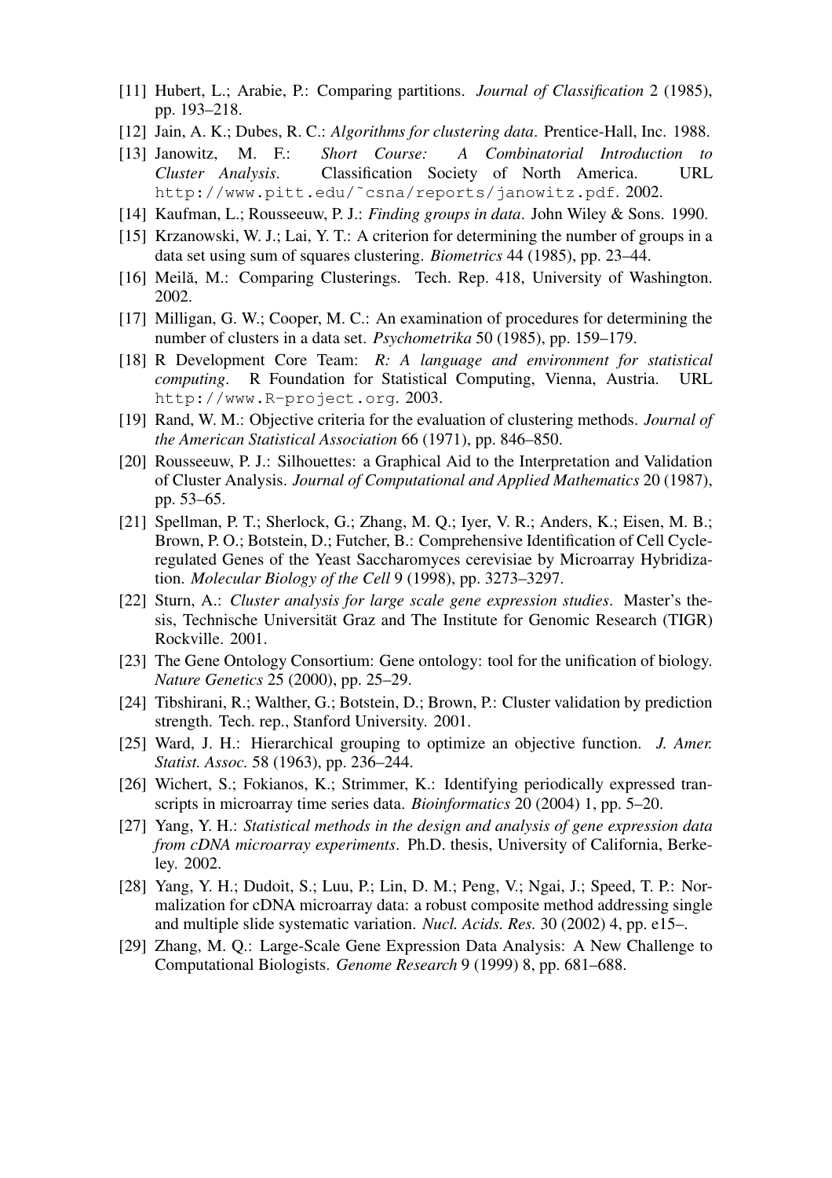[11] Hubert, L.; Arabie, P.: Comparing partitions. *Journal of Classification* 2 (1985), pp. 193–218.

[12] Jain, A. K.; Dubes, R. C.: *Algorithms for clustering data*. Prentice-Hall, Inc. 1988.

[13] Janowitz, M. F.: *Short Course: A Combinatorial Introduction to Cluster Analysis*. Classification Society of North America. URL http://www.pitt.edu/~csna/reports/janowitz.pdf. 2002.

[14] Kaufman, L.; Rousseeuw, P. J.: *Finding groups in data*. John Wiley & Sons. 1990.

[15] Krzanowski, W. J.; Lai, Y. T.: A criterion for determining the number of groups in a data set using sum of squares clustering. *Biometrics* 44 (1985), pp. 23–44.

[16] Meilă, M.: Comparing Clusterings. Tech. Rep. 418, University of Washington. 2002.

[17] Milligan, G. W.; Cooper, M. C.: An examination of procedures for determining the number of clusters in a data set. *Psychometrika* 50 (1985), pp. 159–179.

[18] R Development Core Team: *R: A language and environment for statistical computing*. R Foundation for Statistical Computing, Vienna, Austria. URL http://www.R-project.org. 2003.

[19] Rand, W. M.: Objective criteria for the evaluation of clustering methods. *Journal of the American Statistical Association* 66 (1971), pp. 846–850.

[20] Rousseeuw, P. J.: Silhouettes: a Graphical Aid to the Interpretation and Validation of Cluster Analysis. *Journal of Computational and Applied Mathematics* 20 (1987), pp. 53–65.

[21] Spellman, P. T.; Sherlock, G.; Zhang, M. Q.; Iyer, V. R.; Anders, K.; Eisen, M. B.; Brown, P. O.; Botstein, D.; Futcher, B.: Comprehensive Identification of Cell Cycle-regulated Genes of the Yeast Saccharomyces cerevisiae by Microarray Hybridization. *Molecular Biology of the Cell* 9 (1998), pp. 3273–3297.

[22] Sturn, A.: *Cluster analysis for large scale gene expression studies*. Master's thesis, Technische Universität Graz and The Institute for Genomic Research (TIGR) Rockville. 2001.

[23] The Gene Ontology Consortium: Gene ontology: tool for the unification of biology. *Nature Genetics* 25 (2000), pp. 25–29.

[24] Tibshirani, R.; Walther, G.; Botstein, D.; Brown, P.: Cluster validation by prediction strength. Tech. rep., Stanford University. 2001.

[25] Ward, J. H.: Hierarchical grouping to optimize an objective function. *J. Amer. Statist. Assoc.* 58 (1963), pp. 236–244.

[26] Wichert, S.; Fokianos, K.; Strimmer, K.: Identifying periodically expressed transcripts in microarray time series data. *Bioinformatics* 20 (2004) 1, pp. 5–20.

[27] Yang, Y. H.: *Statistical methods in the design and analysis of gene expression data from cDNA microarray experiments*. Ph.D. thesis, University of California, Berkeley. 2002.

[28] Yang, Y. H.; Dudoit, S.; Luu, P.; Lin, D. M.; Peng, V.; Ngai, J.; Speed, T. P.: Normalization for cDNA microarray data: a robust composite method addressing single and multiple slide systematic variation. *Nucl. Acids. Res.* 30 (2002) 4, pp. e15–.

[29] Zhang, M. Q.: Large-Scale Gene Expression Data Analysis: A New Challenge to Computational Biologists. *Genome Research* 9 (1999) 8, pp. 681–688.